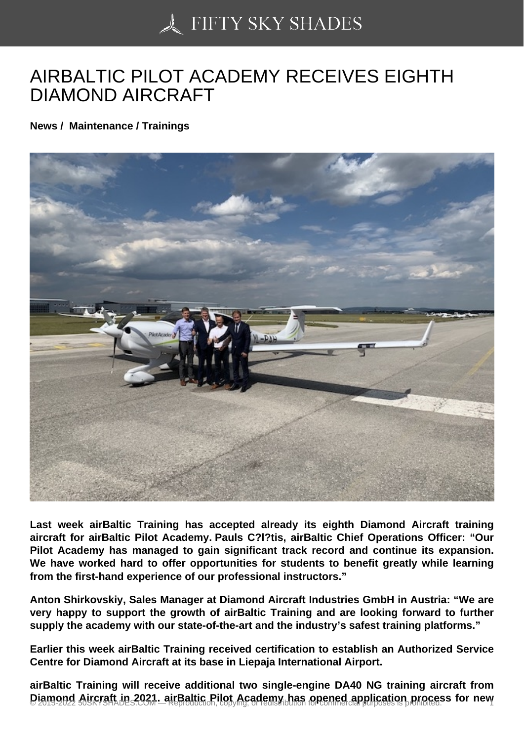# AIRBALTIC PILOT ACADEMY RECEIVES EIGHTH DIAMOND AIRCRAFT

**News / Maintenance / Trainings**

**Last week airBaltic Training has accepted already its eighth Diamond Aircraft training aircraft for airBaltic Pilot Academy. Pauls C?l?tis, airBaltic Chief Operations Officer: "Our Pilot Academy has managed to gain significant track record and continue its expansion. We have worked hard to offer opportunities for students to benefit greatly while learning from the first-hand experience of our professional instructors."**

**Anton Shirkovskiy, Sales Manager at Diamond Aircraft Industries GmbH in Austria: "We are very happy to support the growth of airBaltic Training and are looking forward to further supply the academy with our state-of-the-art and the industry's safest training platforms."**

**Earlier this week airBaltic Training received certification to establish an Authorized Service Centre for Diamond Aircraft at its base in Liepaja International Airport.**

**airBaltic Training will receive additional two single-engine DA40 NG training aircraft from Diamond Aircraft in 2021. airBaltic Pilot Academy has opened application process for new**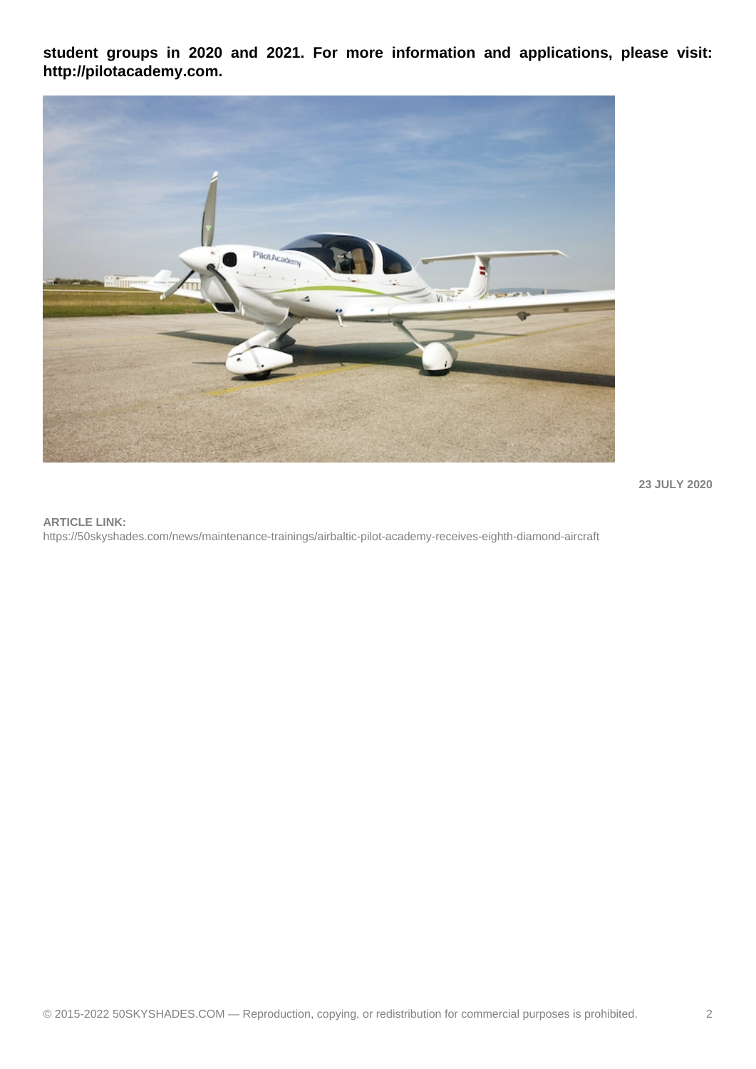**student groups in 2020 and 2021. For more information and applications, please visit: http://pilotacademy.com.**

**23 JULY 2020**

**ARTICLE LINK:**
https://50skyshades.com/news/maintenance-trainings/airbaltic-pilot-academy-receives-eighth-diamond-aircraft